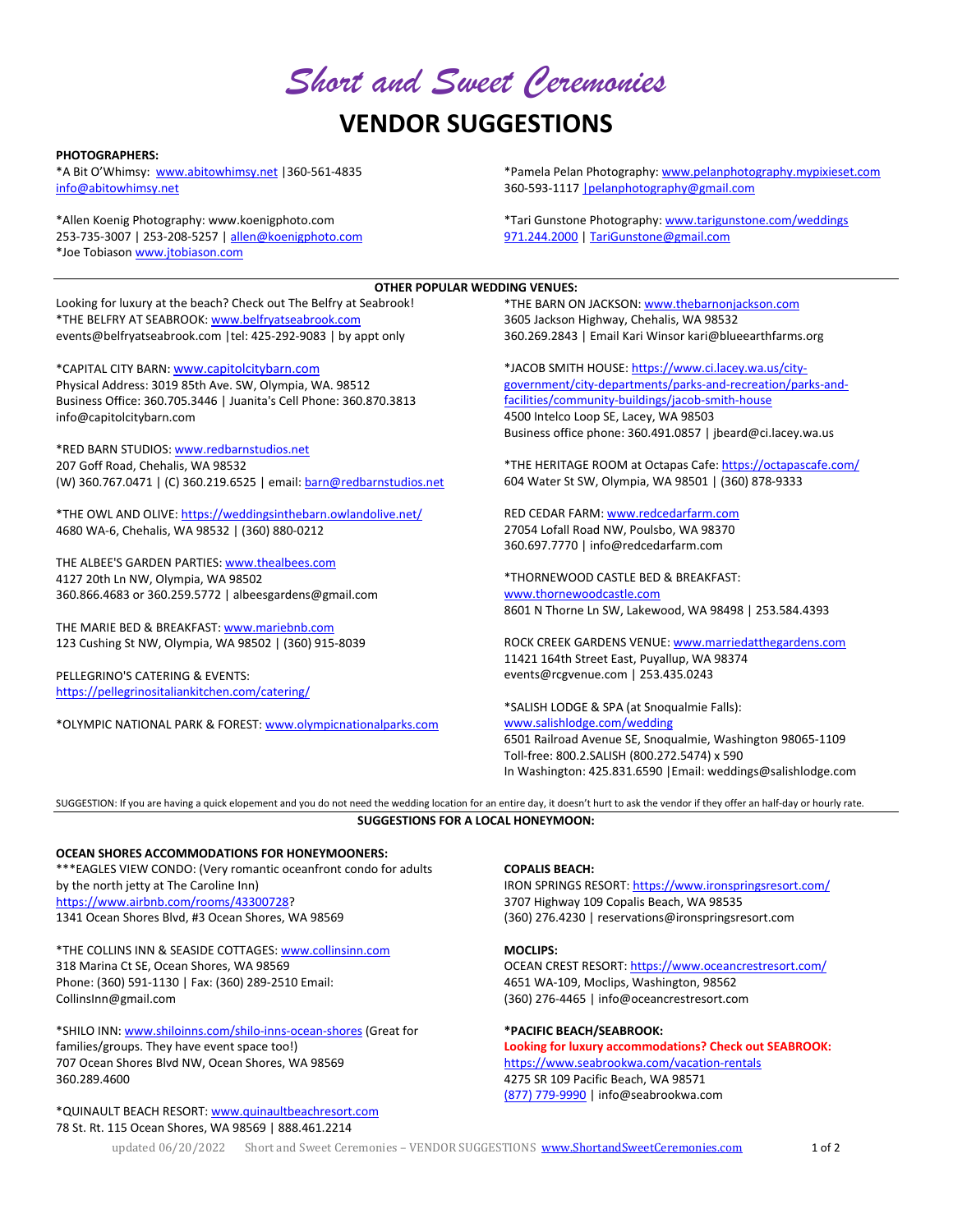# *Short and Sweet Ceremonies*

# VENDOR SUGGESTIONS

**PHOTOGRAPHERS:**

*A Bit O'Whimsy: www.abitowhimsy.net |360-561-4835
info@abitowhimsy.net

*Allen Koenig Photography: www.koenigphoto.com
253-735-3007 | 253-208-5257 | allen@koenigphoto.com

*Joe Tobiason www.jtobiason.com

*Pamela Pelan Photography: www.pelanphotography.mypixieset.com
360-593-1117 |pelanphotography@gmail.com

*Tari Gunstone Photography: www.tarigunstone.com/weddings
971.244.2000 | TariGunstone@gmail.com

---

**OTHER POPULAR WEDDING VENUES:**

Looking for luxury at the beach? Check out The Belfry at Seabrook!
*THE BELFRY AT SEABROOK: www.belfryatseabrook.com
events@belfryatseabrook.com |tel: 425-292-9083 | by appt only

*CAPITAL CITY BARN: www.capitolcitybarn.com
Physical Address: 3019 85th Ave. SW, Olympia, WA. 98512
Business Office: 360.705.3446 | Juanita's Cell Phone: 360.870.3813
info@capitolcitybarn.com

*RED BARN STUDIOS: www.redbarnstudios.net
207 Goff Road, Chehalis, WA 98532
(W) 360.767.0471 | (C) 360.219.6525 | email: barn@redbarnstudios.net

*THE OWL AND OLIVE: https://weddingsinthebarn.owlandolive.net/
4680 WA-6, Chehalis, WA 98532 | (360) 880-0212

THE ALBEE'S GARDEN PARTIES: www.thealbees.com
4127 20th Ln NW, Olympia, WA 98502
360.866.4683 or 360.259.5772 | albeesgardens@gmail.com

THE MARIE BED & BREAKFAST: www.mariebnb.com
123 Cushing St NW, Olympia, WA 98502 | (360) 915-8039

PELLEGRINO'S CATERING & EVENTS:
https://pellegrinositaliankitchen.com/catering/

*OLYMPIC NATIONAL PARK & FOREST: www.olympicnationalparks.com

*THE BARN ON JACKSON: www.thebarnonjackson.com
3605 Jackson Highway, Chehalis, WA 98532
360.269.2843 | Email Kari Winsor kari@blueearthfarms.org

*JACOB SMITH HOUSE: https://www.ci.lacey.wa.us/city-government/city-departments/parks-and-recreation/parks-and-facilities/community-buildings/jacob-smith-house
4500 Intelco Loop SE, Lacey, WA 98503
Business office phone: 360.491.0857 | jbeard@ci.lacey.wa.us

*THE HERITAGE ROOM at Octapas Cafe: https://octapascafe.com/
604 Water St SW, Olympia, WA 98501 | (360) 878-9333

RED CEDAR FARM: www.redcedarfarm.com
27054 Lofall Road NW, Poulsbo, WA 98370
360.697.7770 | info@redcedarfarm.com

*THORNEWOOD CASTLE BED & BREAKFAST:
www.thornewoodcastle.com
8601 N Thorne Ln SW, Lakewood, WA 98498 | 253.584.4393

ROCK CREEK GARDENS VENUE: www.marriedatthegardens.com
11421 164th Street East, Puyallup, WA 98374
events@rcgvenue.com | 253.435.0243

*SALISH LODGE & SPA (at Snoqualmie Falls):
www.salishlodge.com/wedding
6501 Railroad Avenue SE, Snoqualmie, Washington 98065-1109
Toll-free: 800.2.SALISH (800.272.5474) x 590
In Washington: 425.831.6590 |Email: weddings@salishlodge.com

SUGGESTION: If you are having a quick elopement and you do not need the wedding location for an entire day, it doesn't hurt to ask the vendor if they offer an half-day or hourly rate.

---

**SUGGESTIONS FOR A LOCAL HONEYMOON:**

**OCEAN SHORES ACCOMMODATIONS FOR HONEYMOONERS:**

***EAGLES VIEW CONDO: (Very romantic oceanfront condo for adults by the north jetty at The Caroline Inn)
https://www.airbnb.com/rooms/43300728?
1341 Ocean Shores Blvd, #3 Ocean Shores, WA 98569

*THE COLLINS INN & SEASIDE COTTAGES: www.collinsinn.com
318 Marina Ct SE, Ocean Shores, WA 98569
Phone: (360) 591-1130 | Fax: (360) 289-2510 Email:
CollinsInn@gmail.com

*SHILO INN: www.shiloinns.com/shilo-inns-ocean-shores (Great for families/groups. They have event space too!)
707 Ocean Shores Blvd NW, Ocean Shores, WA 98569
360.289.4600

*QUINAULT BEACH RESORT: www.quinaultbeachresort.com
78 St. Rt. 115 Ocean Shores, WA 98569 | 888.461.2214

**COPALIS BEACH:**

IRON SPRINGS RESORT: https://www.ironspringsresort.com/
3707 Highway 109 Copalis Beach, WA 98535
(360) 276.4230 | reservations@ironspringsresort.com

**MOCLIPS:**

OCEAN CREST RESORT: https://www.oceancrestresort.com/
4651 WA-109, Moclips, Washington, 98562
(360) 276-4465 | info@oceancrestresort.com

**\*PACIFIC BEACH/SEABROOK:**

**Looking for luxury accommodations? Check out SEABROOK:**
https://www.seabrookwa.com/vacation-rentals
4275 SR 109 Pacific Beach, WA 98571
(877) 779-9990 | info@seabrookwa.com

updated 06/20/2022 Short and Sweet Ceremonies – VENDOR SUGGESTIONS www.ShortandSweetCeremonies.com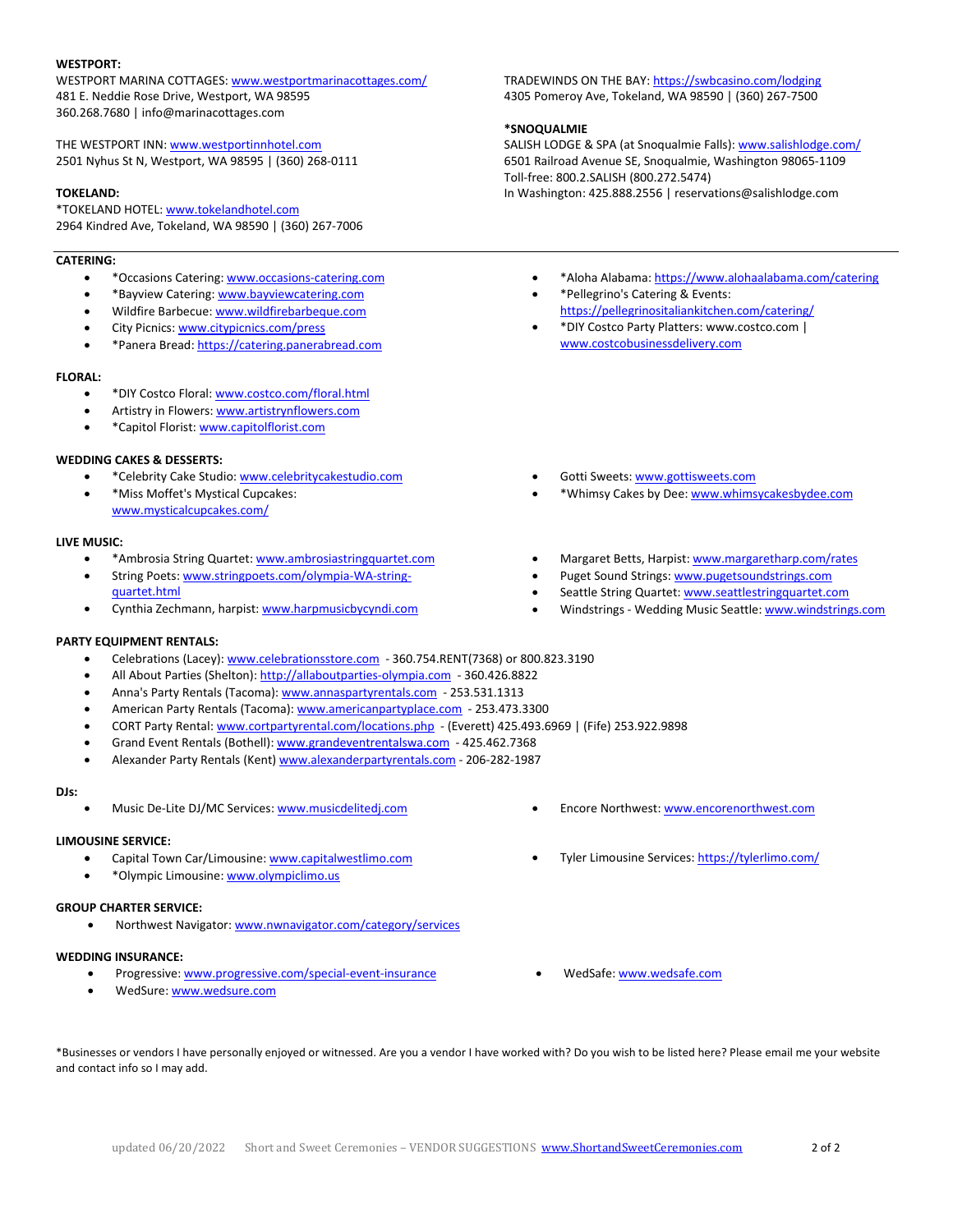**WESTPORT:**

WESTPORT MARINA COTTAGES: www.westportmarinacottages.com/
481 E. Neddie Rose Drive, Westport, WA 98595
360.268.7680 | info@marinacottages.com

THE WESTPORT INN: www.westportinnhotel.com
2501 Nyhus St N, Westport, WA 98595 | (360) 268-0111

**TOKELAND:**

*TOKELAND HOTEL: www.tokelandhotel.com
2964 Kindred Ave, Tokeland, WA 98590 | (360) 267-7006

TRADEWINDS ON THE BAY: https://swbcasino.com/lodging
4305 Pomeroy Ave, Tokeland, WA 98590 | (360) 267-7500

***SNOQUALMIE**

SALISH LODGE & SPA (at Snoqualmie Falls): www.salishlodge.com/
6501 Railroad Avenue SE, Snoqualmie, Washington 98065-1109
Toll-free: 800.2.SALISH (800.272.5474)
In Washington: 425.888.2556 | reservations@salishlodge.com

---

**CATERING:**

- *Occasions Catering: www.occasions-catering.com
- *Bayview Catering: www.bayviewcatering.com
- Wildfire Barbecue: www.wildfirebarbeque.com
- City Picnics: www.citypicnics.com/press
- *Panera Bread: https://catering.panerabread.com
- *Aloha Alabama: https://www.alohaalabama.com/catering
- *Pellegrino's Catering & Events: https://pellegrinositaliankitchen.com/catering/
- *DIY Costco Party Platters: www.costco.com | www.costcobusinessdelivery.com

**FLORAL:**

- *DIY Costco Floral: www.costco.com/floral.html
- Artistry in Flowers: www.artistrynflowers.com
- *Capitol Florist: www.capitolflorist.com

**WEDDING CAKES & DESSERTS:**

- *Celebrity Cake Studio: www.celebritycakestudio.com
- *Miss Moffet's Mystical Cupcakes: www.mysticalcupcakes.com/
- Gotti Sweets: www.gottisweets.com
- *Whimsy Cakes by Dee: www.whimsycakesbydee.com

**LIVE MUSIC:**

- *Ambrosia String Quartet: www.ambrosiastringquartet.com
- String Poets: www.stringpoets.com/olympia-WA-string-quartet.html
- Cynthia Zechmann, harpist: www.harpmusicbycyndi.com
- Margaret Betts, Harpist: www.margaretharp.com/rates
- Puget Sound Strings: www.pugetsoundstrings.com
- Seattle String Quartet: www.seattlestringquartet.com
- Windstrings - Wedding Music Seattle: www.windstrings.com

**PARTY EQUIPMENT RENTALS:**

- Celebrations (Lacey): www.celebrationsstore.com - 360.754.RENT(7368) or 800.823.3190
- All About Parties (Shelton): http://allaboutparties-olympia.com - 360.426.8822
- Anna's Party Rentals (Tacoma): www.annaspartyrentals.com - 253.531.1313
- American Party Rentals (Tacoma): www.americanpartyplace.com - 253.473.3300
- CORT Party Rental: www.cortpartyrental.com/locations.php - (Everett) 425.493.6969 | (Fife) 253.922.9898
- Grand Event Rentals (Bothell): www.grandeventrentalswa.com - 425.462.7368
- Alexander Party Rentals (Kent) www.alexanderpartyrentals.com - 206-282-1987

**DJs:**

- Music De-Lite DJ/MC Services: www.musicdelitedj.com
- Encore Northwest: www.encorenorthwest.com

**LIMOUSINE SERVICE:**

- Capital Town Car/Limousine: www.capitalwestlimo.com
- *Olympic Limousine: www.olympiclimo.us
- Tyler Limousine Services: https://tylerlimo.com/

**GROUP CHARTER SERVICE:**

- Northwest Navigator: www.nwnavigator.com/category/services

**WEDDING INSURANCE:**

- Progressive: www.progressive.com/special-event-insurance
- WedSure: www.wedsure.com
- WedSafe: www.wedsafe.com

*Businesses or vendors I have personally enjoyed or witnessed. Are you a vendor I have worked with? Do you wish to be listed here? Please email me your website and contact info so I may add.